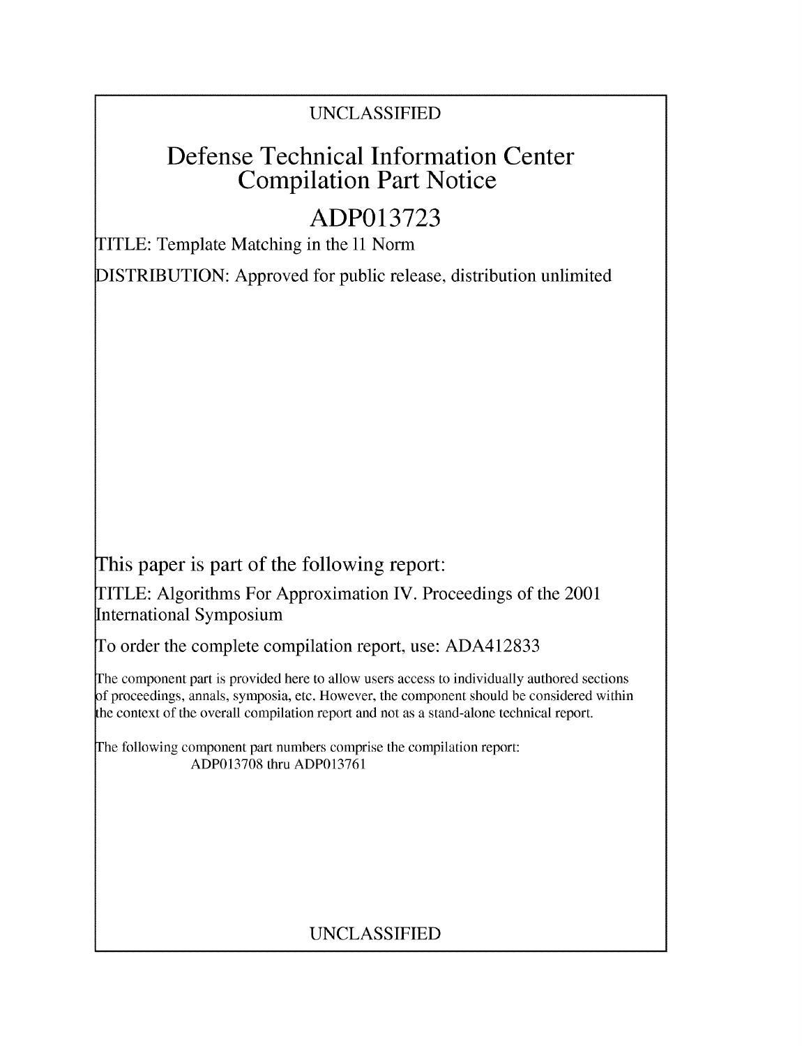UNCLASSIFIED

# Defense Technical Information Center Compilation Part Notice

# ADP013723

TITLE: Template Matching in the l1 Norm

DISTRIBUTION: Approved for public release, distribution unlimited

This paper is part of the following report:

TITLE: Algorithms For Approximation IV. Proceedings of the 2001 International Symposium

To order the complete compilation report, use: ADA412833

The component part is provided here to allow users access to individually authored sections of proceedings, annals, symposia, etc. However, the component should be considered within the context of the overall compilation report and not as a stand-alone technical report.

The following component part numbers comprise the compilation report:
ADP013708 thru ADP013761

UNCLASSIFIED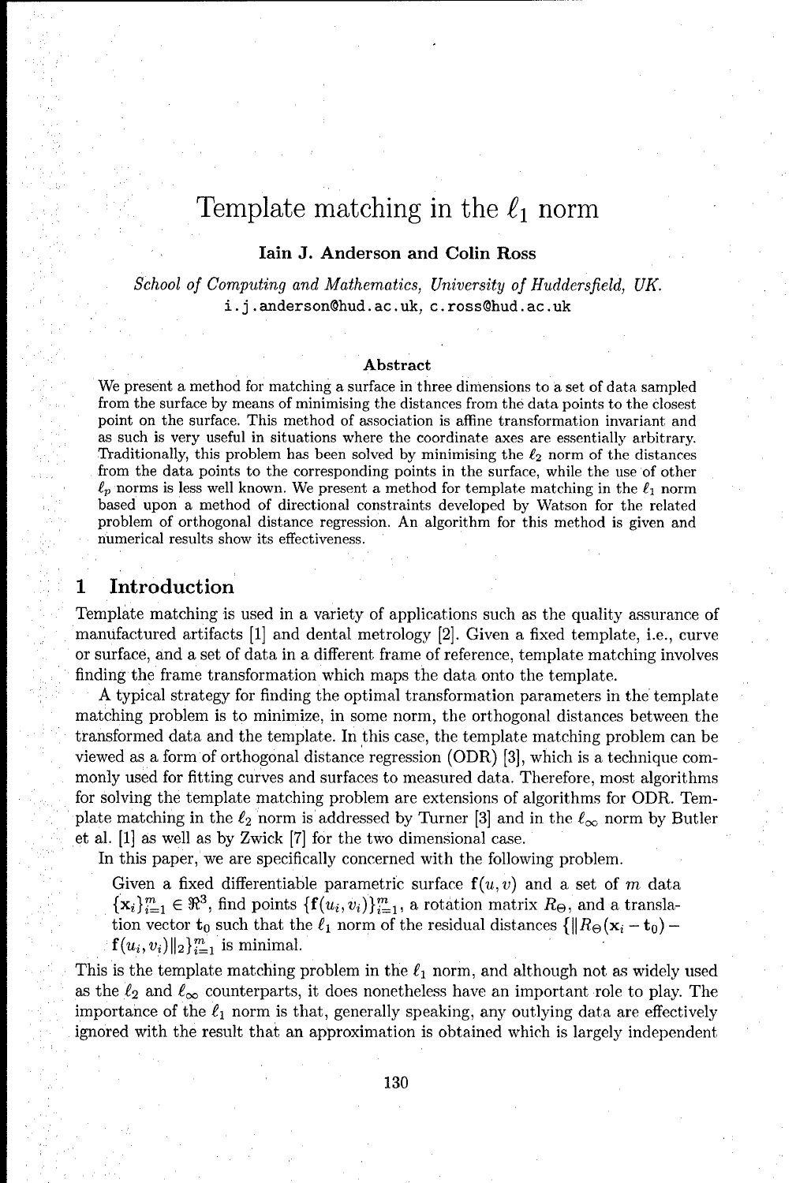# Template matching in the $\ell_1$ norm

**Iain J. Anderson and Colin Ross**

*School of Computing and Mathematics, University of Huddersfield, UK.*
i.j.anderson@hud.ac.uk, c.ross@hud.ac.uk

### Abstract

We present a method for matching a surface in three dimensions to a set of data sampled from the surface by means of minimising the distances from the data points to the closest point on the surface. This method of association is affine transformation invariant and as such is very useful in situations where the coordinate axes are essentially arbitrary. Traditionally, this problem has been solved by minimising the $\ell_2$ norm of the distances from the data points to the corresponding points in the surface, while the use of other $\ell_p$ norms is less well known. We present a method for template matching in the $\ell_1$ norm based upon a method of directional constraints developed by Watson for the related problem of orthogonal distance regression. An algorithm for this method is given and numerical results show its effectiveness.

## 1 Introduction

Template matching is used in a variety of applications such as the quality assurance of manufactured artifacts [1] and dental metrology [2]. Given a fixed template, i.e., curve or surface, and a set of data in a different frame of reference, template matching involves finding the frame transformation which maps the data onto the template.

A typical strategy for finding the optimal transformation parameters in the template matching problem is to minimize, in some norm, the orthogonal distances between the transformed data and the template. In this case, the template matching problem can be viewed as a form of orthogonal distance regression (ODR) [3], which is a technique commonly used for fitting curves and surfaces to measured data. Therefore, most algorithms for solving the template matching problem are extensions of algorithms for ODR. Template matching in the $\ell_2$ norm is addressed by Turner [3] and in the $\ell_\infty$ norm by Butler et al. [1] as well as by Zwick [7] for the two dimensional case.

In this paper, we are specifically concerned with the following problem.

> Given a fixed differentiable parametric surface $\mathbf{f}(u, v)$ and a set of $m$ data $\{\mathbf{x}_i\}_{i=1}^m \in \Re^3$, find points $\{\mathbf{f}(u_i, v_i)\}_{i=1}^m$, a rotation matrix $R_\Theta$, and a translation vector $\mathbf{t}_0$ such that the $\ell_1$ norm of the residual distances $\{\|R_\Theta(\mathbf{x}_i - \mathbf{t}_0) - \mathbf{f}(u_i, v_i)\|_2\}_{i=1}^m$ is minimal.

This is the template matching problem in the $\ell_1$ norm, and although not as widely used as the $\ell_2$ and $\ell_\infty$ counterparts, it does nonetheless have an important role to play. The importance of the $\ell_1$ norm is that, generally speaking, any outlying data are effectively ignored with the result that an approximation is obtained which is largely independent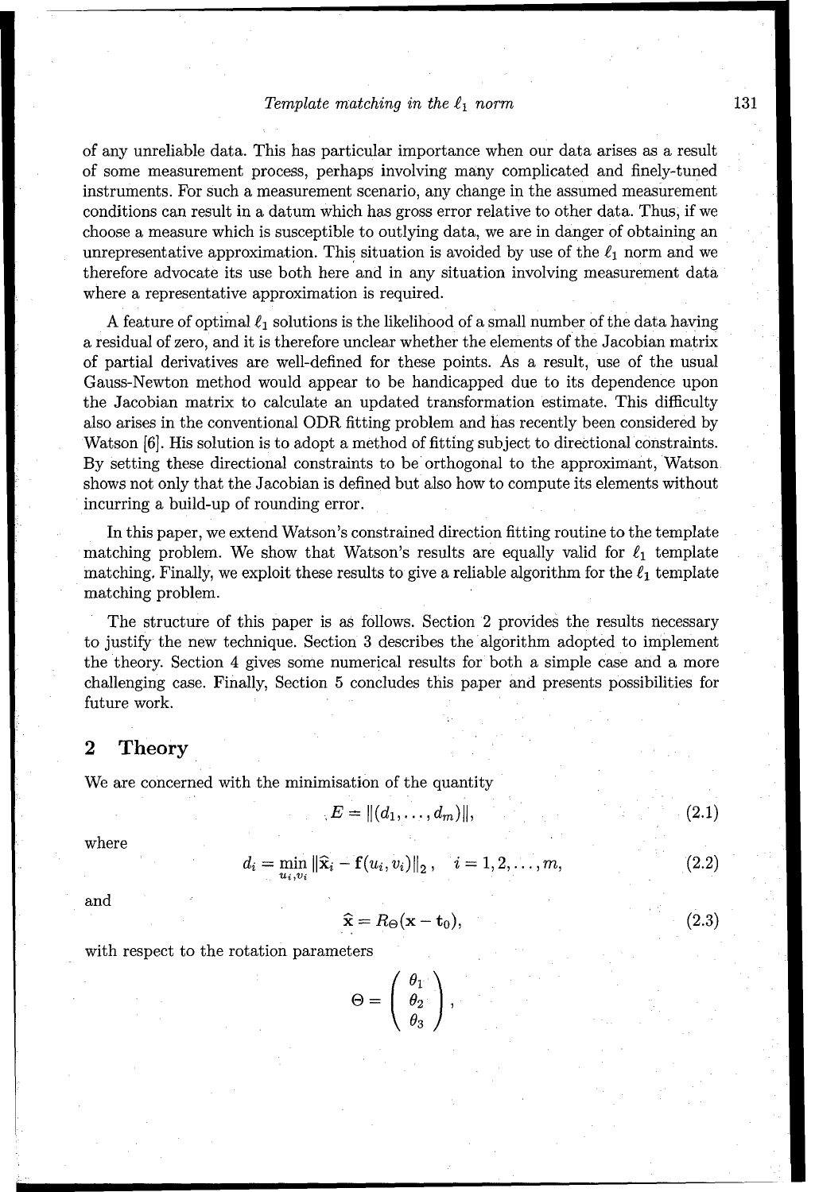of any unreliable data. This has particular importance when our data arises as a result of some measurement process, perhaps involving many complicated and finely-tuned instruments. For such a measurement scenario, any change in the assumed measurement conditions can result in a datum which has gross error relative to other data. Thus, if we choose a measure which is susceptible to outlying data, we are in danger of obtaining an unrepresentative approximation. This situation is avoided by use of the $\ell_1$ norm and we therefore advocate its use both here and in any situation involving measurement data where a representative approximation is required.

A feature of optimal $\ell_1$ solutions is the likelihood of a small number of the data having a residual of zero, and it is therefore unclear whether the elements of the Jacobian matrix of partial derivatives are well-defined for these points. As a result, use of the usual Gauss-Newton method would appear to be handicapped due to its dependence upon the Jacobian matrix to calculate an updated transformation estimate. This difficulty also arises in the conventional ODR fitting problem and has recently been considered by Watson [6]. His solution is to adopt a method of fitting subject to directional constraints. By setting these directional constraints to be orthogonal to the approximant, Watson shows not only that the Jacobian is defined but also how to compute its elements without incurring a build-up of rounding error.

In this paper, we extend Watson's constrained direction fitting routine to the template matching problem. We show that Watson's results are equally valid for $\ell_1$ template matching. Finally, we exploit these results to give a reliable algorithm for the $\ell_1$ template matching problem.

The structure of this paper is as follows. Section 2 provides the results necessary to justify the new technique. Section 3 describes the algorithm adopted to implement the theory. Section 4 gives some numerical results for both a simple case and a more challenging case. Finally, Section 5 concludes this paper and presents possibilities for future work.

## 2 Theory

We are concerned with the minimisation of the quantity

$$E = \|(d_1, \ldots, d_m)\|, \tag{2.1}$$

where

$$d_i = \min_{u_i, v_i} \|\widehat{\mathbf{x}}_i - \mathbf{f}(u_i, v_i)\|_2, \quad i = 1, 2, \ldots, m, \tag{2.2}$$

and

$$\widehat{\mathbf{x}} = R_\Theta(\mathbf{x} - \mathbf{t}_0), \tag{2.3}$$

with respect to the rotation parameters

$$\Theta = \begin{pmatrix} \theta_1 \\ \theta_2 \\ \theta_3 \end{pmatrix},$$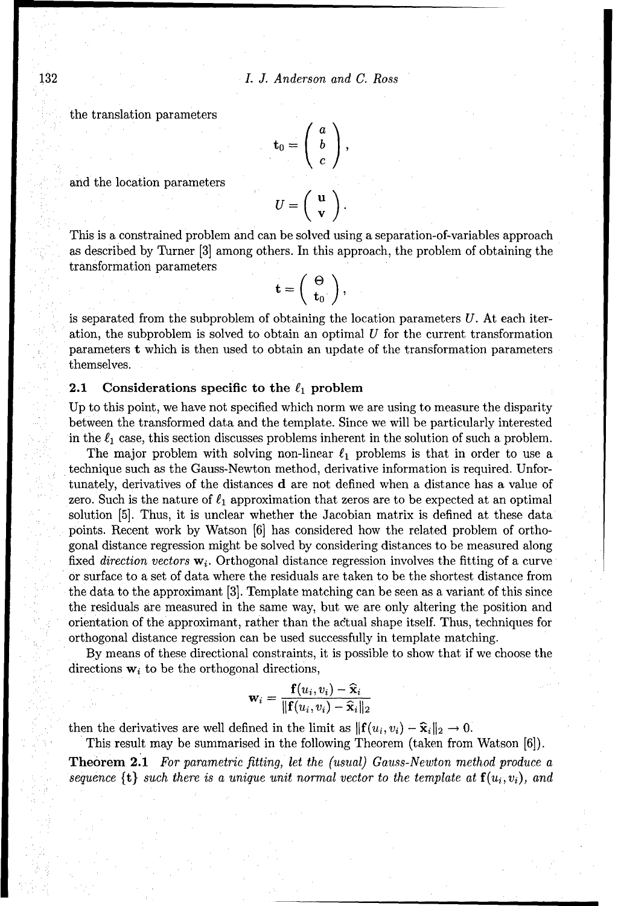the translation parameters

$$\mathbf{t}_0 = \begin{pmatrix} a \\ b \\ c \end{pmatrix},$$

and the location parameters

$$U = \begin{pmatrix} \mathbf{u} \\ \mathbf{v} \end{pmatrix}.$$

This is a constrained problem and can be solved using a separation-of-variables approach as described by Turner [3] among others. In this approach, the problem of obtaining the transformation parameters

$$\mathbf{t} = \begin{pmatrix} \Theta \\ \mathbf{t}_0 \end{pmatrix},$$

is separated from the subproblem of obtaining the location parameters $U$. At each iteration, the subproblem is solved to obtain an optimal $U$ for the current transformation parameters $\mathbf{t}$ which is then used to obtain an update of the transformation parameters themselves.

## 2.1 Considerations specific to the $\ell_1$ problem

Up to this point, we have not specified which norm we are using to measure the disparity between the transformed data and the template. Since we will be particularly interested in the $\ell_1$ case, this section discusses problems inherent in the solution of such a problem.

The major problem with solving non-linear $\ell_1$ problems is that in order to use a technique such as the Gauss-Newton method, derivative information is required. Unfortunately, derivatives of the distances $\mathbf{d}$ are not defined when a distance has a value of zero. Such is the nature of $\ell_1$ approximation that zeros are to be expected at an optimal solution [5]. Thus, it is unclear whether the Jacobian matrix is defined at these data points. Recent work by Watson [6] has considered how the related problem of orthogonal distance regression might be solved by considering distances to be measured along fixed *direction vectors* $\mathbf{w}_i$. Orthogonal distance regression involves the fitting of a curve or surface to a set of data where the residuals are taken to be the shortest distance from the data to the approximant [3]. Template matching can be seen as a variant of this since the residuals are measured in the same way, but we are only altering the position and orientation of the approximant, rather than the actual shape itself. Thus, techniques for orthogonal distance regression can be used successfully in template matching.

By means of these directional constraints, it is possible to show that if we choose the directions $\mathbf{w}_i$ to be the orthogonal directions,

$$\mathbf{w}_i = \frac{\mathbf{f}(u_i, v_i) - \widehat{\mathbf{x}}_i}{\|\mathbf{f}(u_i, v_i) - \widehat{\mathbf{x}}_i\|_2}$$

then the derivatives are well defined in the limit as $\|\mathbf{f}(u_i, v_i) - \widehat{\mathbf{x}}_i\|_2 \to 0$.

This result may be summarised in the following Theorem (taken from Watson [6]).

**Theorem 2.1** *For parametric fitting, let the (usual) Gauss-Newton method produce a sequence* $\{\mathbf{t}\}$ *such there is a unique unit normal vector to the template at* $\mathbf{f}(u_i, v_i)$*, and*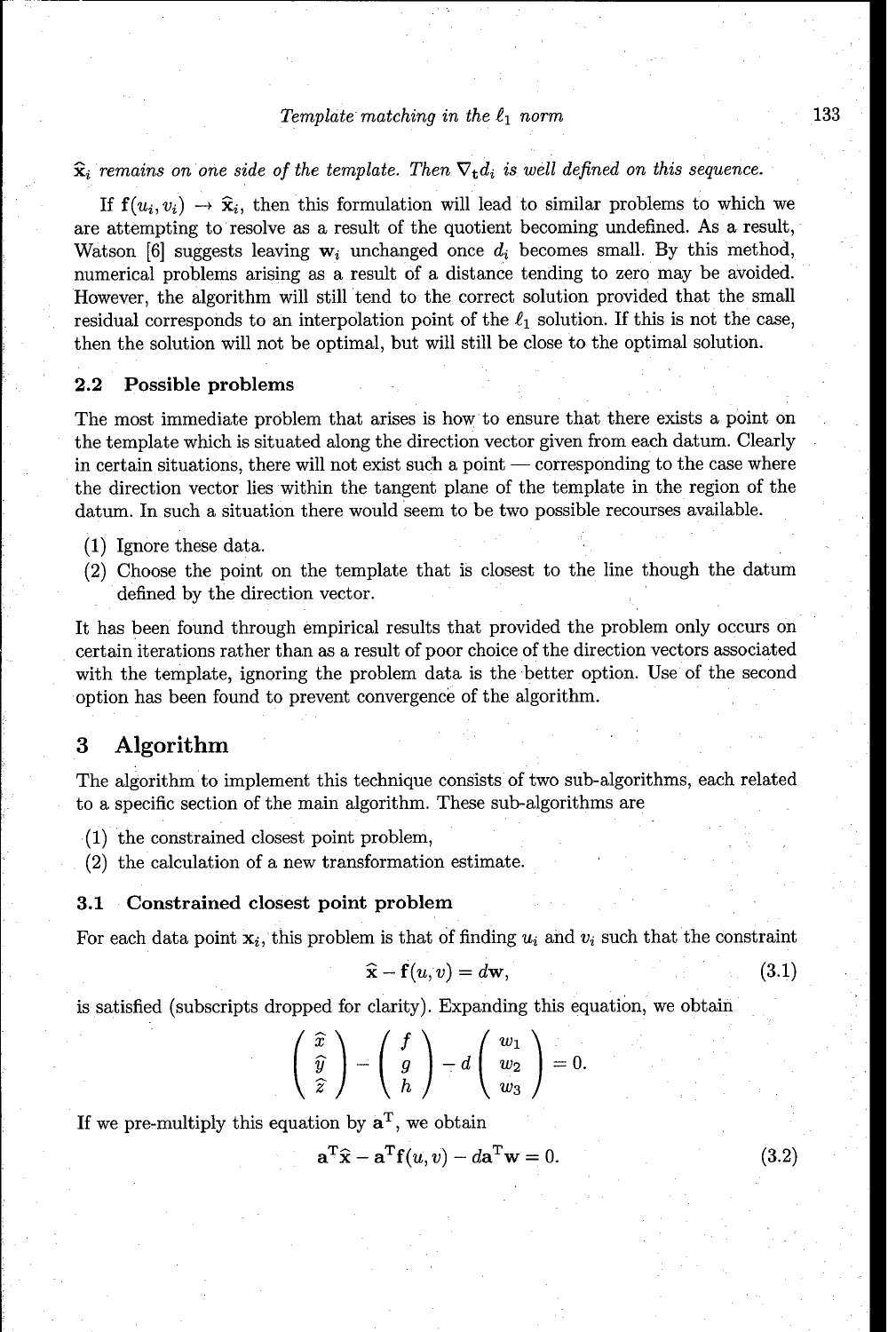*$\widehat{\mathbf{x}}_i$ remains on one side of the template. Then $\nabla_{\mathbf{t}} d_i$ is well defined on this sequence.*

If $\mathbf{f}(u_i, v_i) \to \widehat{\mathbf{x}}_i$, then this formulation will lead to similar problems to which we are attempting to resolve as a result of the quotient becoming undefined. As a result, Watson [6] suggests leaving $\mathbf{w}_i$ unchanged once $d_i$ becomes small. By this method, numerical problems arising as a result of a distance tending to zero may be avoided. However, the algorithm will still tend to the correct solution provided that the small residual corresponds to an interpolation point of the $\ell_1$ solution. If this is not the case, then the solution will not be optimal, but will still be close to the optimal solution.

### 2.2 Possible problems

The most immediate problem that arises is how to ensure that there exists a point on the template which is situated along the direction vector given from each datum. Clearly in certain situations, there will not exist such a point — corresponding to the case where the direction vector lies within the tangent plane of the template in the region of the datum. In such a situation there would seem to be two possible recourses available.

(1) Ignore these data.
(2) Choose the point on the template that is closest to the line though the datum defined by the direction vector.

It has been found through empirical results that provided the problem only occurs on certain iterations rather than as a result of poor choice of the direction vectors associated with the template, ignoring the problem data is the better option. Use of the second option has been found to prevent convergence of the algorithm.

## 3 Algorithm

The algorithm to implement this technique consists of two sub-algorithms, each related to a specific section of the main algorithm. These sub-algorithms are

(1) the constrained closest point problem,
(2) the calculation of a new transformation estimate.

### 3.1 Constrained closest point problem

For each data point $\mathbf{x}_i$, this problem is that of finding $u_i$ and $v_i$ such that the constraint

$$\widehat{\mathbf{x}} - \mathbf{f}(u, v) = d\mathbf{w}, \tag{3.1}$$

is satisfied (subscripts dropped for clarity). Expanding this equation, we obtain

$$\begin{pmatrix} \widehat{x} \\ \widehat{y} \\ \widehat{z} \end{pmatrix} - \begin{pmatrix} f \\ g \\ h \end{pmatrix} - d \begin{pmatrix} w_1 \\ w_2 \\ w_3 \end{pmatrix} = 0.$$

If we pre-multiply this equation by $\mathbf{a}^{\mathrm{T}}$, we obtain

$$\mathbf{a}^{\mathrm{T}}\widehat{\mathbf{x}} - \mathbf{a}^{\mathrm{T}}\mathbf{f}(u, v) - d\mathbf{a}^{\mathrm{T}}\mathbf{w} = 0. \tag{3.2}$$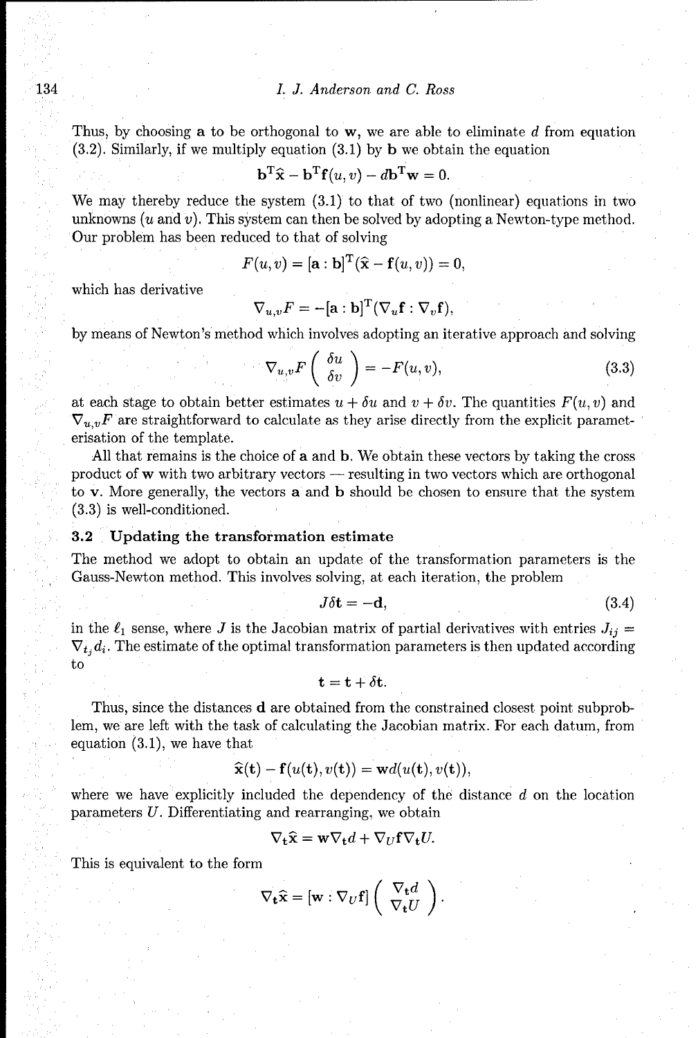Thus, by choosing $\mathbf{a}$ to be orthogonal to $\mathbf{w}$, we are able to eliminate $d$ from equation (3.2). Similarly, if we multiply equation (3.1) by $\mathbf{b}$ we obtain the equation

$$\mathbf{b}^{\mathrm{T}}\widehat{\mathbf{x}} - \mathbf{b}^{\mathrm{T}}\mathbf{f}(u,v) - d\mathbf{b}^{\mathrm{T}}\mathbf{w} = 0.$$

We may thereby reduce the system (3.1) to that of two (nonlinear) equations in two unknowns ($u$ and $v$). This system can then be solved by adopting a Newton-type method. Our problem has been reduced to that of solving

$$F(u,v) = [\mathbf{a} : \mathbf{b}]^{\mathrm{T}}(\widehat{\mathbf{x}} - \mathbf{f}(u,v)) = 0,$$

which has derivative

$$\nabla_{u,v}F = -[\mathbf{a} : \mathbf{b}]^{\mathrm{T}}(\nabla_u \mathbf{f} : \nabla_v \mathbf{f}),$$

by means of Newton's method which involves adopting an iterative approach and solving

$$\nabla_{u,v}F \begin{pmatrix} \delta u \\ \delta v \end{pmatrix} = -F(u,v), \tag{3.3}$$

at each stage to obtain better estimates $u + \delta u$ and $v + \delta v$. The quantities $F(u,v)$ and $\nabla_{u,v}F$ are straightforward to calculate as they arise directly from the explicit parameterisation of the template.

All that remains is the choice of $\mathbf{a}$ and $\mathbf{b}$. We obtain these vectors by taking the cross product of $\mathbf{w}$ with two arbitrary vectors — resulting in two vectors which are orthogonal to $\mathbf{v}$. More generally, the vectors $\mathbf{a}$ and $\mathbf{b}$ should be chosen to ensure that the system (3.3) is well-conditioned.

### 3.2 Updating the transformation estimate

The method we adopt to obtain an update of the transformation parameters is the Gauss-Newton method. This involves solving, at each iteration, the problem

$$J\delta\mathbf{t} = -\mathbf{d}, \tag{3.4}$$

in the $\ell_1$ sense, where $J$ is the Jacobian matrix of partial derivatives with entries $J_{ij} = \nabla_{t_j} d_i$. The estimate of the optimal transformation parameters is then updated according to

$$\mathbf{t} = \mathbf{t} + \delta\mathbf{t}.$$

Thus, since the distances $\mathbf{d}$ are obtained from the constrained closest point subproblem, we are left with the task of calculating the Jacobian matrix. For each datum, from equation (3.1), we have that

$$\widehat{\mathbf{x}}(\mathbf{t}) - \mathbf{f}(u(\mathbf{t}), v(\mathbf{t})) = \mathbf{w}d(u(\mathbf{t}), v(\mathbf{t})),$$

where we have explicitly included the dependency of the distance $d$ on the location parameters $U$. Differentiating and rearranging, we obtain

$$\nabla_{\mathbf{t}}\widehat{\mathbf{x}} = \mathbf{w}\nabla_{\mathbf{t}}d + \nabla_U \mathbf{f} \nabla_{\mathbf{t}} U.$$

This is equivalent to the form

$$\nabla_{\mathbf{t}}\widehat{\mathbf{x}} = [\mathbf{w} : \nabla_U \mathbf{f}] \begin{pmatrix} \nabla_{\mathbf{t}} d \\ \nabla_{\mathbf{t}} U \end{pmatrix}.$$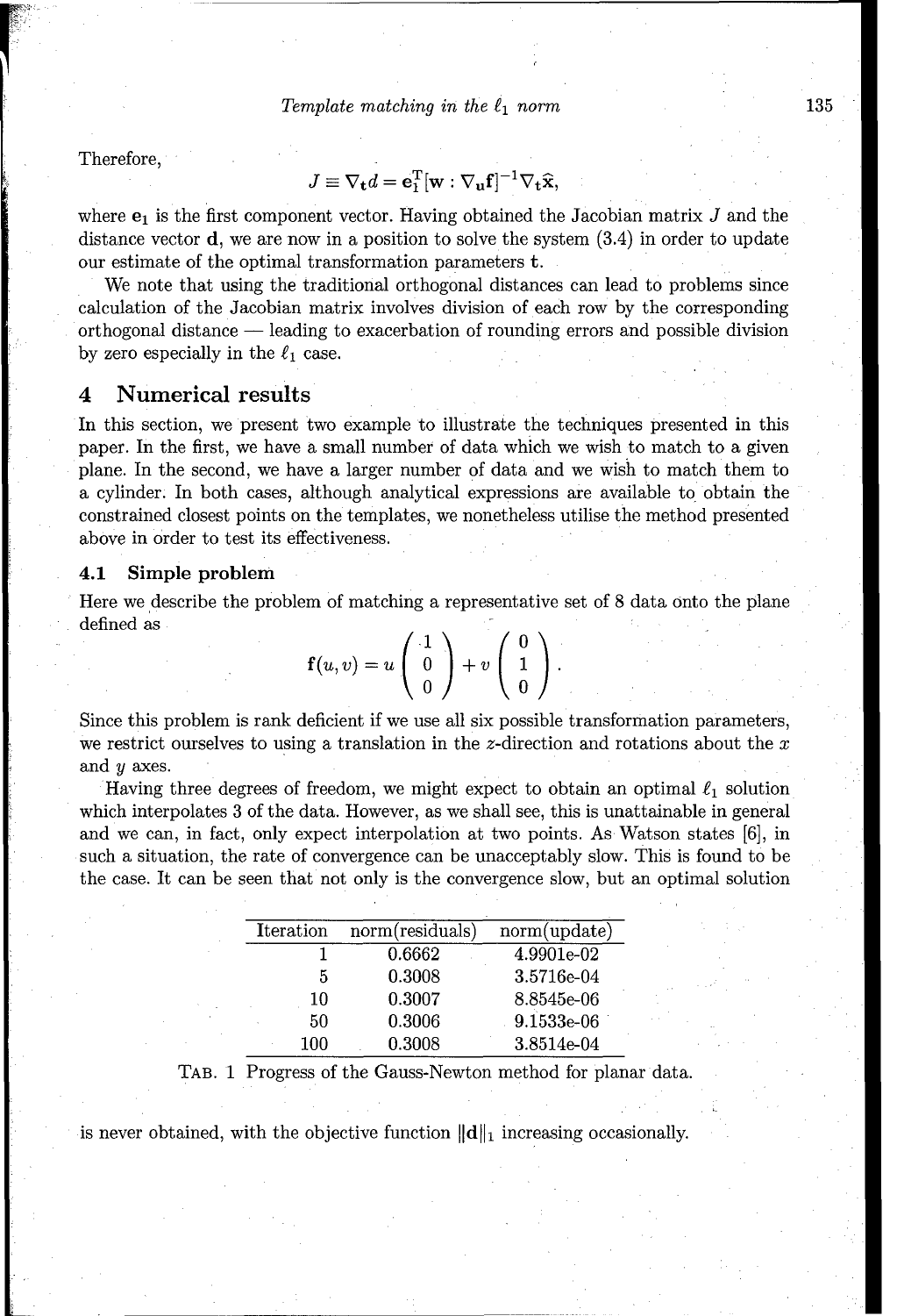Therefore,

$$J \equiv \nabla_{\mathbf{t}} d = \mathbf{e}_1^{\mathrm{T}} [\mathbf{w} : \nabla_{\mathbf{u}} \mathbf{f}]^{-1} \nabla_{\mathbf{t}} \widehat{\mathbf{x}},$$

where $\mathbf{e}_1$ is the first component vector. Having obtained the Jacobian matrix $J$ and the distance vector $\mathbf{d}$, we are now in a position to solve the system (3.4) in order to update our estimate of the optimal transformation parameters $\mathbf{t}$.

We note that using the traditional orthogonal distances can lead to problems since calculation of the Jacobian matrix involves division of each row by the corresponding orthogonal distance — leading to exacerbation of rounding errors and possible division by zero especially in the $\ell_1$ case.

## 4 Numerical results

In this section, we present two example to illustrate the techniques presented in this paper. In the first, we have a small number of data which we wish to match to a given plane. In the second, we have a larger number of data and we wish to match them to a cylinder. In both cases, although analytical expressions are available to obtain the constrained closest points on the templates, we nonetheless utilise the method presented above in order to test its effectiveness.

### 4.1 Simple problem

Here we describe the problem of matching a representative set of 8 data onto the plane defined as

$$\mathbf{f}(u, v) = u \begin{pmatrix} 1 \\ 0 \\ 0 \end{pmatrix} + v \begin{pmatrix} 0 \\ 1 \\ 0 \end{pmatrix}.$$

Since this problem is rank deficient if we use all six possible transformation parameters, we restrict ourselves to using a translation in the $z$-direction and rotations about the $x$ and $y$ axes.

Having three degrees of freedom, we might expect to obtain an optimal $\ell_1$ solution which interpolates 3 of the data. However, as we shall see, this is unattainable in general and we can, in fact, only expect interpolation at two points. As Watson states [6], in such a situation, the rate of convergence can be unacceptably slow. This is found to be the case. It can be seen that not only is the convergence slow, but an optimal solution

| Iteration | norm(residuals) | norm(update) |
|---|---|---|
| 1 | 0.6662 | 4.9901e-02 |
| 5 | 0.3008 | 3.5716e-04 |
| 10 | 0.3007 | 8.8545e-06 |
| 50 | 0.3006 | 9.1533e-06 |
| 100 | 0.3008 | 3.8514e-04 |

TAB. 1 Progress of the Gauss-Newton method for planar data.

is never obtained, with the objective function $\|\mathbf{d}\|_1$ increasing occasionally.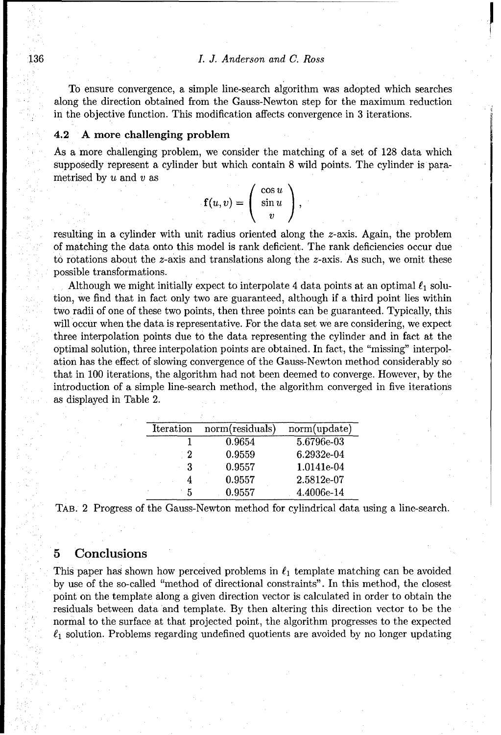To ensure convergence, a simple line-search algorithm was adopted which searches along the direction obtained from the Gauss-Newton step for the maximum reduction in the objective function. This modification affects convergence in 3 iterations.

### 4.2 A more challenging problem

As a more challenging problem, we consider the matching of a set of 128 data which supposedly represent a cylinder but which contain 8 wild points. The cylinder is parametrised by $u$ and $v$ as

$$\mathbf{f}(u,v) = \begin{pmatrix} \cos u \\ \sin u \\ v \end{pmatrix},$$

resulting in a cylinder with unit radius oriented along the $z$-axis. Again, the problem of matching the data onto this model is rank deficient. The rank deficiencies occur due to rotations about the $z$-axis and translations along the $z$-axis. As such, we omit these possible transformations.

Although we might initially expect to interpolate 4 data points at an optimal $\ell_1$ solution, we find that in fact only two are guaranteed, although if a third point lies within two radii of one of these two points, then three points can be guaranteed. Typically, this will occur when the data is representative. For the data set we are considering, we expect three interpolation points due to the data representing the cylinder and in fact at the optimal solution, three interpolation points are obtained. In fact, the "missing" interpolation has the effect of slowing convergence of the Gauss-Newton method considerably so that in 100 iterations, the algorithm had not been deemed to converge. However, by the introduction of a simple line-search method, the algorithm converged in five iterations as displayed in Table 2.

| Iteration | norm(residuals) | norm(update) |
|---|---|---|
| 1 | 0.9654 | 5.6796e-03 |
| 2 | 0.9559 | 6.2932e-04 |
| 3 | 0.9557 | 1.0141e-04 |
| 4 | 0.9557 | 2.5812e-07 |
| 5 | 0.9557 | 4.4006e-14 |

TAB. 2 Progress of the Gauss-Newton method for cylindrical data using a line-search.

## 5 Conclusions

This paper has shown how perceived problems in $\ell_1$ template matching can be avoided by use of the so-called "method of directional constraints". In this method, the closest point on the template along a given direction vector is calculated in order to obtain the residuals between data and template. By then altering this direction vector to be the normal to the surface at that projected point, the algorithm progresses to the expected $\ell_1$ solution. Problems regarding undefined quotients are avoided by no longer updating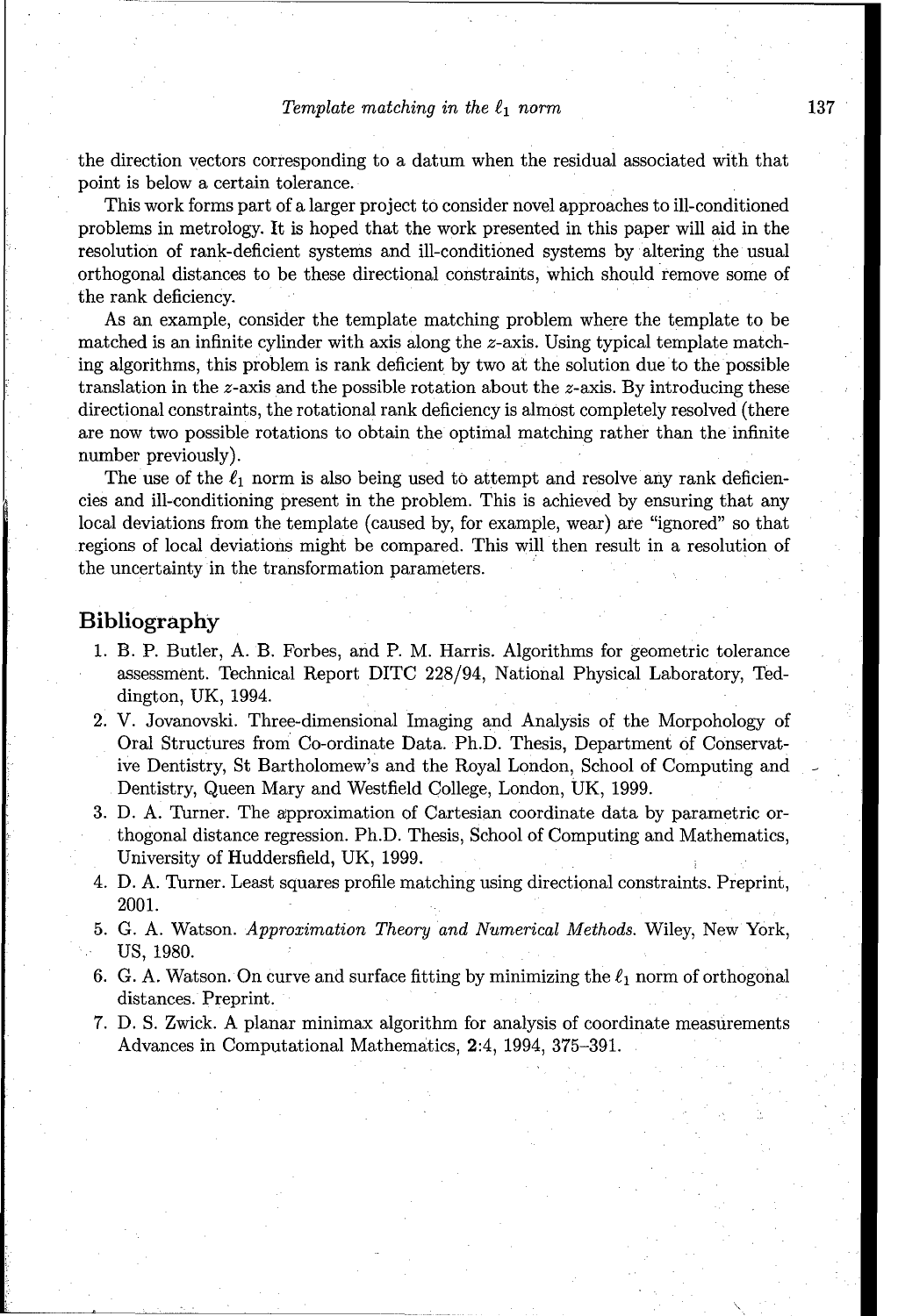the direction vectors corresponding to a datum when the residual associated with that point is below a certain tolerance.

This work forms part of a larger project to consider novel approaches to ill-conditioned problems in metrology. It is hoped that the work presented in this paper will aid in the resolution of rank-deficient systems and ill-conditioned systems by altering the usual orthogonal distances to be these directional constraints, which should remove some of the rank deficiency.

As an example, consider the template matching problem where the template to be matched is an infinite cylinder with axis along the $z$-axis. Using typical template matching algorithms, this problem is rank deficient by two at the solution due to the possible translation in the $z$-axis and the possible rotation about the $z$-axis. By introducing these directional constraints, the rotational rank deficiency is almost completely resolved (there are now two possible rotations to obtain the optimal matching rather than the infinite number previously).

The use of the $\ell_1$ norm is also being used to attempt and resolve any rank deficiencies and ill-conditioning present in the problem. This is achieved by ensuring that any local deviations from the template (caused by, for example, wear) are "ignored" so that regions of local deviations might be compared. This will then result in a resolution of the uncertainty in the transformation parameters.

## Bibliography

1. B. P. Butler, A. B. Forbes, and P. M. Harris. Algorithms for geometric tolerance assessment. Technical Report DITC 228/94, National Physical Laboratory, Teddington, UK, 1994.
2. V. Jovanovski. Three-dimensional Imaging and Analysis of the Morpohology of Oral Structures from Co-ordinate Data. Ph.D. Thesis, Department of Conservative Dentistry, St Bartholomew's and the Royal London, School of Computing and Dentistry, Queen Mary and Westfield College, London, UK, 1999.
3. D. A. Turner. The approximation of Cartesian coordinate data by parametric orthogonal distance regression. Ph.D. Thesis, School of Computing and Mathematics, University of Huddersfield, UK, 1999.
4. D. A. Turner. Least squares profile matching using directional constraints. Preprint, 2001.
5. G. A. Watson. *Approximation Theory and Numerical Methods.* Wiley, New York, US, 1980.
6. G. A. Watson. On curve and surface fitting by minimizing the $\ell_1$ norm of orthogonal distances. Preprint.
7. D. S. Zwick. A planar minimax algorithm for analysis of coordinate measurements Advances in Computational Mathematics, **2**:4, 1994, 375–391.